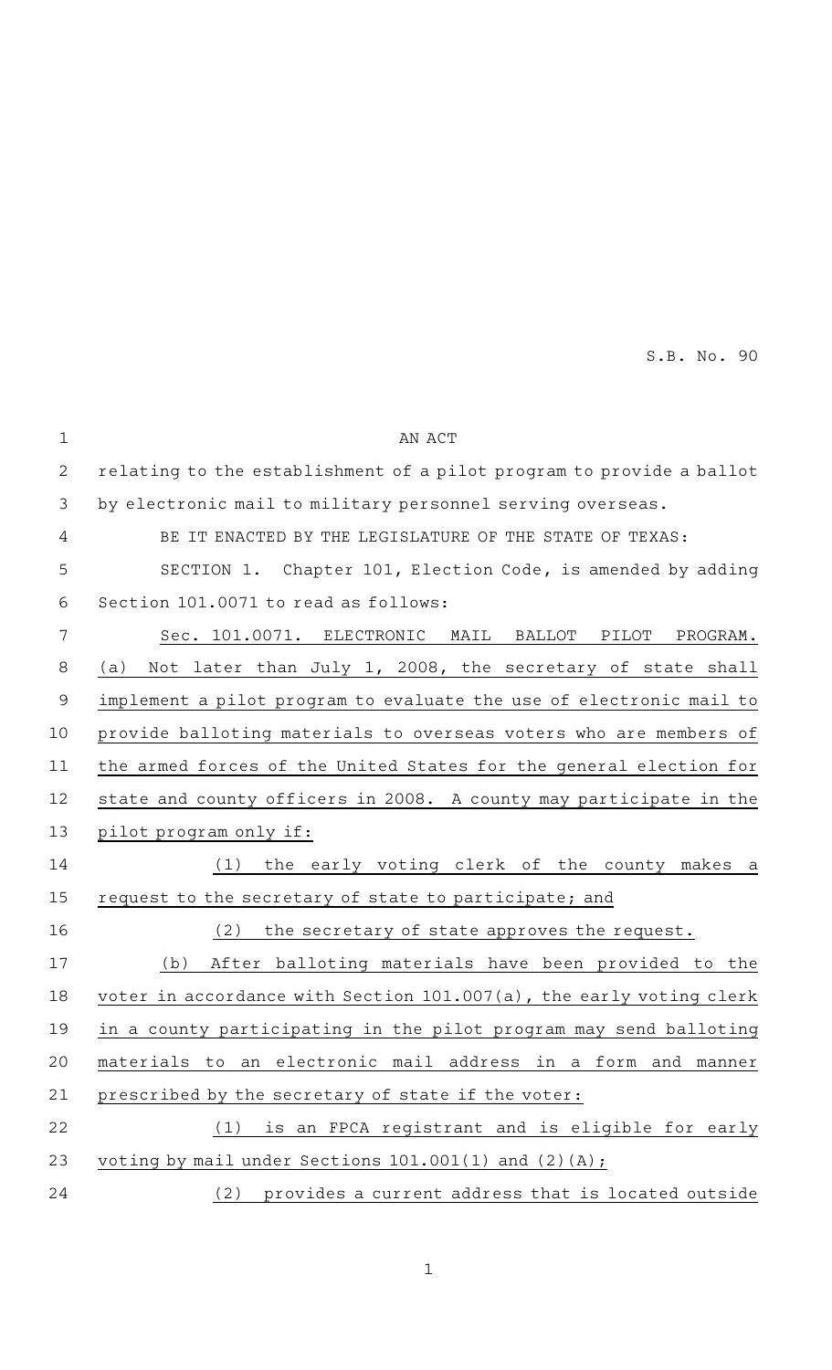S.B. No. 90

AN ACT

relating to the establishment of a pilot program to provide a ballot by electronic mail to military personnel serving overseas.

BE IT ENACTED BY THE LEGISLATURE OF THE STATE OF TEXAS:

SECTION 1. Chapter 101, Election Code, is amended by adding Section 101.0071 to read as follows:

Sec. 101.0071. ELECTRONIC MAIL BALLOT PILOT PROGRAM. (a) Not later than July 1, 2008, the secretary of state shall implement a pilot program to evaluate the use of electronic mail to provide balloting materials to overseas voters who are members of the armed forces of the United States for the general election for state and county officers in 2008. A county may participate in the pilot program only if:

(1) the early voting clerk of the county makes a request to the secretary of state to participate; and

(2) the secretary of state approves the request.

(b) After balloting materials have been provided to the voter in accordance with Section 101.007(a), the early voting clerk in a county participating in the pilot program may send balloting materials to an electronic mail address in a form and manner prescribed by the secretary of state if the voter:

(1) is an FPCA registrant and is eligible for early voting by mail under Sections 101.001(1) and (2)(A);

(2) provides a current address that is located outside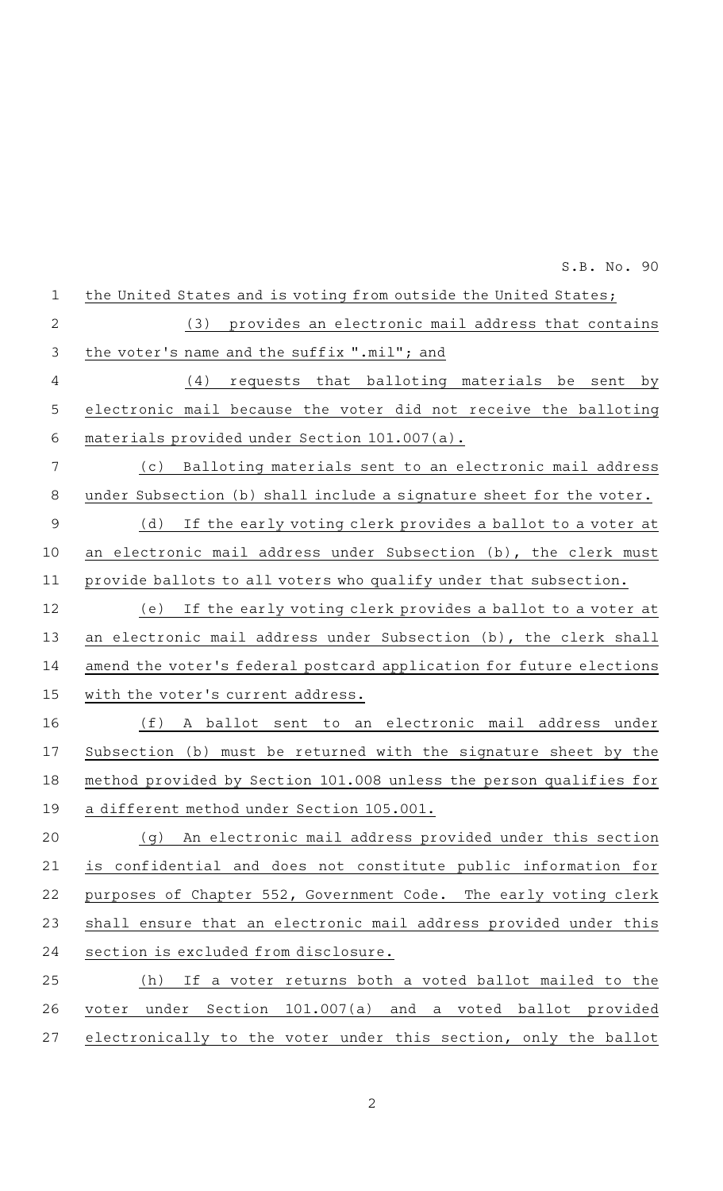the United States and is voting from outside the United States;

(3) provides an electronic mail address that contains the voter's name and the suffix ".mil"; and

(4) requests that balloting materials be sent by electronic mail because the voter did not receive the balloting materials provided under Section 101.007(a).

(c) Balloting materials sent to an electronic mail address under Subsection (b) shall include a signature sheet for the voter.

(d) If the early voting clerk provides a ballot to a voter at an electronic mail address under Subsection (b), the clerk must provide ballots to all voters who qualify under that subsection.

(e) If the early voting clerk provides a ballot to a voter at an electronic mail address under Subsection (b), the clerk shall amend the voter's federal postcard application for future elections with the voter's current address.

(f) A ballot sent to an electronic mail address under Subsection (b) must be returned with the signature sheet by the method provided by Section 101.008 unless the person qualifies for a different method under Section 105.001.

(g) An electronic mail address provided under this section is confidential and does not constitute public information for purposes of Chapter 552, Government Code. The early voting clerk shall ensure that an electronic mail address provided under this section is excluded from disclosure.

(h) If a voter returns both a voted ballot mailed to the voter under Section 101.007(a) and a voted ballot provided electronically to the voter under this section, only the ballot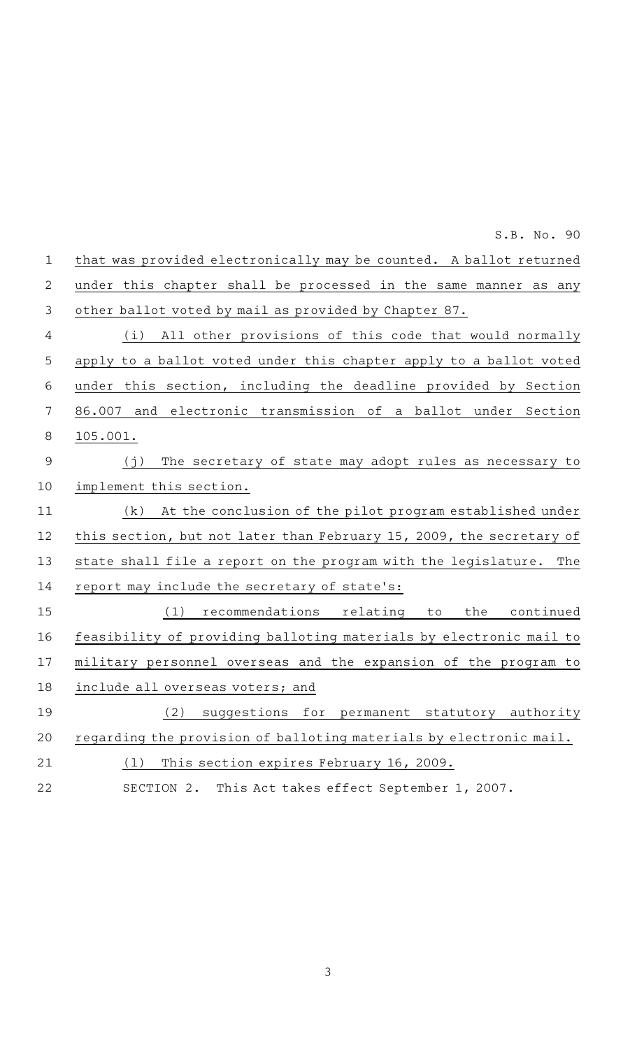that was provided electronically may be counted. A ballot returned under this chapter shall be processed in the same manner as any other ballot voted by mail as provided by Chapter 87.

(i) All other provisions of this code that would normally apply to a ballot voted under this chapter apply to a ballot voted under this section, including the deadline provided by Section 86.007 and electronic transmission of a ballot under Section 105.001.

(j) The secretary of state may adopt rules as necessary to implement this section.

(k) At the conclusion of the pilot program established under this section, but not later than February 15, 2009, the secretary of state shall file a report on the program with the legislature. The report may include the secretary of state's:

(1) recommendations relating to the continued feasibility of providing balloting materials by electronic mail to military personnel overseas and the expansion of the program to include all overseas voters; and

(2) suggestions for permanent statutory authority regarding the provision of balloting materials by electronic mail.

(l) This section expires February 16, 2009.

SECTION 2. This Act takes effect September 1, 2007.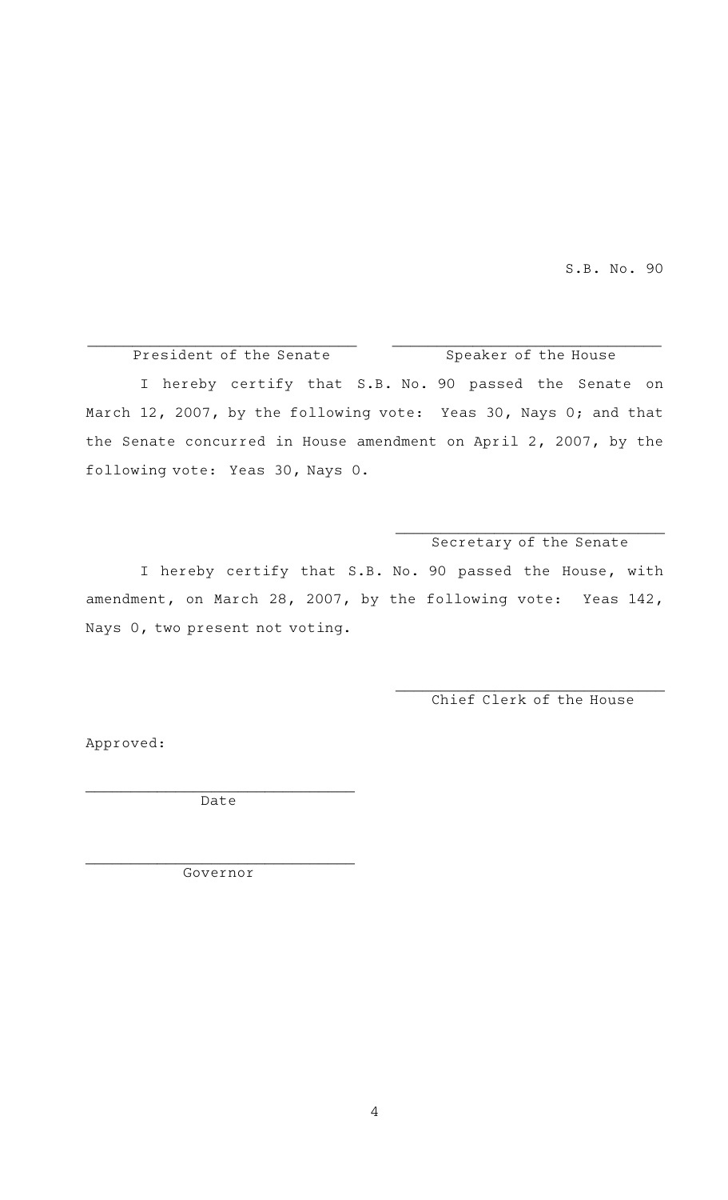S.B. No. 90

______________________________ ______________________________

President of the Senate Speaker of the House

I hereby certify that S.B. No. 90 passed the Senate on March 12, 2007, by the following vote: Yeas 30, Nays 0; and that the Senate concurred in House amendment on April 2, 2007, by the following vote: Yeas 30, Nays 0.

______________________________

Secretary of the Senate

I hereby certify that S.B. No. 90 passed the House, with amendment, on March 28, 2007, by the following vote: Yeas 142, Nays 0, two present not voting.

______________________________

Chief Clerk of the House

Approved:

______________________________

Date

______________________________

Governor